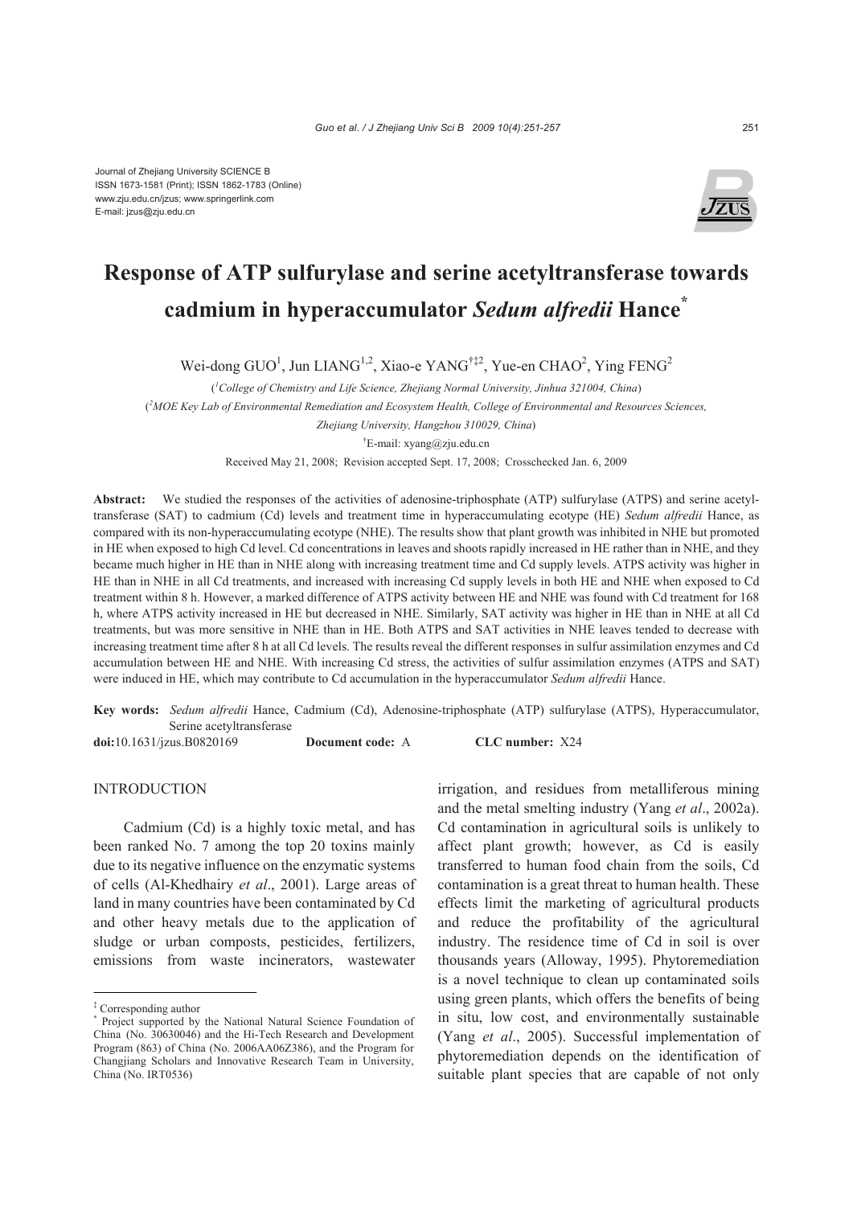Journal of Zhejiang University SCIENCE B
ISSN 1673-1581 (Print); ISSN 1862-1783 (Online)
www.zju.edu.cn/jzus; www.springerlink.com
E-mail: jzus@zju.edu.cn

# Response of ATP sulfurylase and serine acetyltransferase towards cadmium in hyperaccumulator *Sedum alfredii* Hance*

Wei-dong GUO[1], Jun LIANG[1,2], Xiao-e YANG[†‡2], Yue-en CHAO[2], Ying FENG[2]

([1]*College of Chemistry and Life Science, Zhejiang Normal University, Jinhua 321004, China*)

([2]*MOE Key Lab of Environmental Remediation and Ecosystem Health, College of Environmental and Resources Sciences, Zhejiang University, Hangzhou 310029, China*)

[†]E-mail: xyang@zju.edu.cn

Received May 21, 2008; Revision accepted Sept. 17, 2008; Crosschecked Jan. 6, 2009

**Abstract:** We studied the responses of the activities of adenosine-triphosphate (ATP) sulfurylase (ATPS) and serine acetyltransferase (SAT) to cadmium (Cd) levels and treatment time in hyperaccumulating ecotype (HE) *Sedum alfredii* Hance, as compared with its non-hyperaccumulating ecotype (NHE). The results show that plant growth was inhibited in NHE but promoted in HE when exposed to high Cd level. Cd concentrations in leaves and shoots rapidly increased in HE rather than in NHE, and they became much higher in HE than in NHE along with increasing treatment time and Cd supply levels. ATPS activity was higher in HE than in NHE in all Cd treatments, and increased with increasing Cd supply levels in both HE and NHE when exposed to Cd treatment within 8 h. However, a marked difference of ATPS activity between HE and NHE was found with Cd treatment for 168 h, where ATPS activity increased in HE but decreased in NHE. Similarly, SAT activity was higher in HE than in NHE at all Cd treatments, but was more sensitive in NHE than in HE. Both ATPS and SAT activities in NHE leaves tended to decrease with increasing treatment time after 8 h at all Cd levels. The results reveal the different responses in sulfur assimilation enzymes and Cd accumulation between HE and NHE. With increasing Cd stress, the activities of sulfur assimilation enzymes (ATPS and SAT) were induced in HE, which may contribute to Cd accumulation in the hyperaccumulator *Sedum alfredii* Hance.

**Key words:** *Sedum alfredii* Hance, Cadmium (Cd), Adenosine-triphosphate (ATP) sulfurylase (ATPS), Hyperaccumulator, Serine acetyltransferase

**doi:**10.1631/jzus.B0820169 **Document code:** A **CLC number:** X24

## INTRODUCTION

Cadmium (Cd) is a highly toxic metal, and has been ranked No. 7 among the top 20 toxins mainly due to its negative influence on the enzymatic systems of cells (Al-Khedhairy *et al*., 2001). Large areas of land in many countries have been contaminated by Cd and other heavy metals due to the application of sludge or urban composts, pesticides, fertilizers, emissions from waste incinerators, wastewater irrigation, and residues from metalliferous mining and the metal smelting industry (Yang *et al*., 2002a). Cd contamination in agricultural soils is unlikely to affect plant growth; however, as Cd is easily transferred to human food chain from the soils, Cd contamination is a great threat to human health. These effects limit the marketing of agricultural products and reduce the profitability of the agricultural industry. The residence time of Cd in soil is over thousands years (Alloway, 1995). Phytoremediation is a novel technique to clean up contaminated soils using green plants, which offers the benefits of being in situ, low cost, and environmentally sustainable (Yang *et al*., 2005). Successful implementation of phytoremediation depends on the identification of suitable plant species that are capable of not only

---

‡ Corresponding author

\* Project supported by the National Natural Science Foundation of China (No. 30630046) and the Hi-Tech Research and Development Program (863) of China (No. 2006AA06Z386), and the Program for Changjiang Scholars and Innovative Research Team in University, China (No. IRT0536)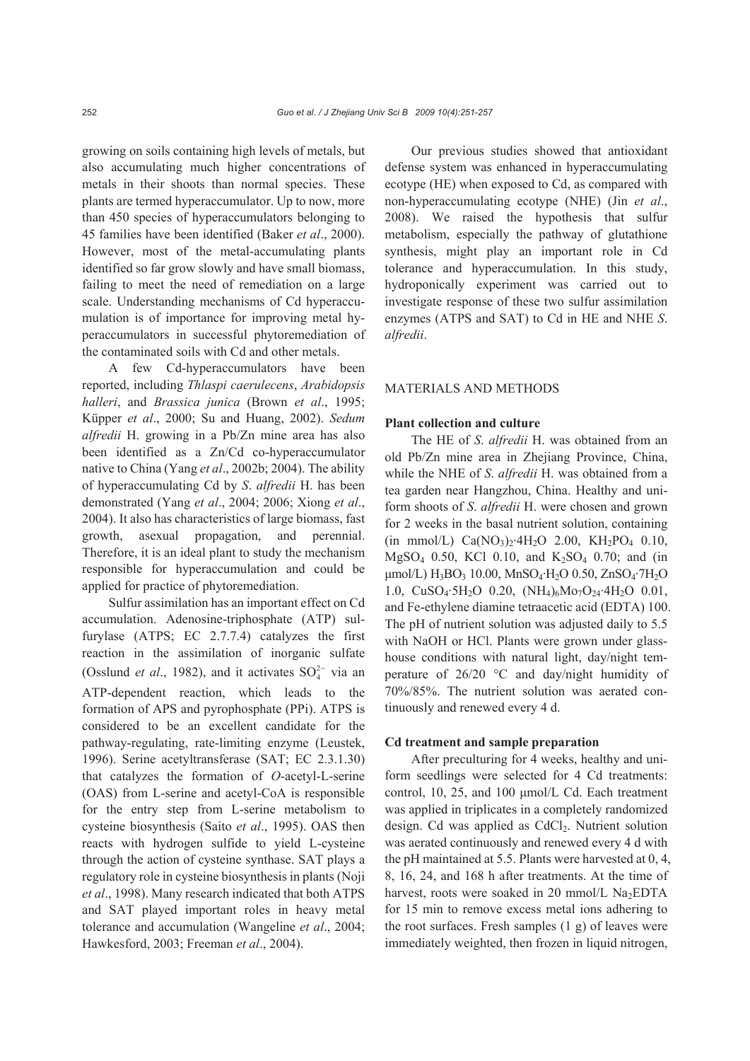growing on soils containing high levels of metals, but also accumulating much higher concentrations of metals in their shoots than normal species. These plants are termed hyperaccumulator. Up to now, more than 450 species of hyperaccumulators belonging to 45 families have been identified (Baker *et al*., 2000). However, most of the metal-accumulating plants identified so far grow slowly and have small biomass, failing to meet the need of remediation on a large scale. Understanding mechanisms of Cd hyperaccumulation is of importance for improving metal hyperaccumulators in successful phytoremediation of the contaminated soils with Cd and other metals.

A few Cd-hyperaccumulators have been reported, including *Thlaspi caerulecens*, *Arabidopsis halleri*, and *Brassica junica* (Brown *et al*., 1995; Küpper *et al*., 2000; Su and Huang, 2002). *Sedum alfredii* H. growing in a Pb/Zn mine area has also been identified as a Zn/Cd co-hyperaccumulator native to China (Yang *et al*., 2002b; 2004). The ability of hyperaccumulating Cd by *S. alfredii* H. has been demonstrated (Yang *et al*., 2004; 2006; Xiong *et al*., 2004). It also has characteristics of large biomass, fast growth, asexual propagation, and perennial. Therefore, it is an ideal plant to study the mechanism responsible for hyperaccumulation and could be applied for practice of phytoremediation.

Sulfur assimilation has an important effect on Cd accumulation. Adenosine-triphosphate (ATP) sulfurylase (ATPS; EC 2.7.7.4) catalyzes the first reaction in the assimilation of inorganic sulfate (Osslund *et al*., 1982), and it activates $SO_4^{2-}$ via an ATP-dependent reaction, which leads to the formation of APS and pyrophosphate (PPi). ATPS is considered to be an excellent candidate for the pathway-regulating, rate-limiting enzyme (Leustek, 1996). Serine acetyltransferase (SAT; EC 2.3.1.30) that catalyzes the formation of *O*-acetyl-L-serine (OAS) from L-serine and acetyl-CoA is responsible for the entry step from L-serine metabolism to cysteine biosynthesis (Saito *et al*., 1995). OAS then reacts with hydrogen sulfide to yield L-cysteine through the action of cysteine synthase. SAT plays a regulatory role in cysteine biosynthesis in plants (Noji *et al*., 1998). Many research indicated that both ATPS and SAT played important roles in heavy metal tolerance and accumulation (Wangeline *et al*., 2004; Hawkesford, 2003; Freeman *et al*., 2004).

Our previous studies showed that antioxidant defense system was enhanced in hyperaccumulating ecotype (HE) when exposed to Cd, as compared with non-hyperaccumulating ecotype (NHE) (Jin *et al*., 2008). We raised the hypothesis that sulfur metabolism, especially the pathway of glutathione synthesis, might play an important role in Cd tolerance and hyperaccumulation. In this study, hydroponically experiment was carried out to investigate response of these two sulfur assimilation enzymes (ATPS and SAT) to Cd in HE and NHE *S. alfredii*.

## MATERIALS AND METHODS

### Plant collection and culture

The HE of *S. alfredii* H. was obtained from an old Pb/Zn mine area in Zhejiang Province, China, while the NHE of *S. alfredii* H. was obtained from a tea garden near Hangzhou, China. Healthy and uniform shoots of *S. alfredii* H. were chosen and grown for 2 weeks in the basal nutrient solution, containing (in mmol/L) $Ca(NO_3)_2{\cdot}4H_2O$ 2.00, $KH_2PO_4$ 0.10, $MgSO_4$ 0.50, KCl 0.10, and $K_2SO_4$ 0.70; and (in μmol/L) $H_3BO_3$ 10.00, $MnSO_4{\cdot}H_2O$ 0.50, $ZnSO_4{\cdot}7H_2O$ 1.0, $CuSO_4{\cdot}5H_2O$ 0.20, $(NH_4)_6Mo_7O_{24}{\cdot}4H_2O$ 0.01, and Fe-ethylene diamine tetraacetic acid (EDTA) 100. The pH of nutrient solution was adjusted daily to 5.5 with NaOH or HCl. Plants were grown under glasshouse conditions with natural light, day/night temperature of 26/20 °C and day/night humidity of 70%/85%. The nutrient solution was aerated continuously and renewed every 4 d.

### Cd treatment and sample preparation

After preculturing for 4 weeks, healthy and uniform seedlings were selected for 4 Cd treatments: control, 10, 25, and 100 μmol/L Cd. Each treatment was applied in triplicates in a completely randomized design. Cd was applied as $CdCl_2$. Nutrient solution was aerated continuously and renewed every 4 d with the pH maintained at 5.5. Plants were harvested at 0, 4, 8, 16, 24, and 168 h after treatments. At the time of harvest, roots were soaked in 20 mmol/L $Na_2EDTA$ for 15 min to remove excess metal ions adhering to the root surfaces. Fresh samples (1 g) of leaves were immediately weighted, then frozen in liquid nitrogen,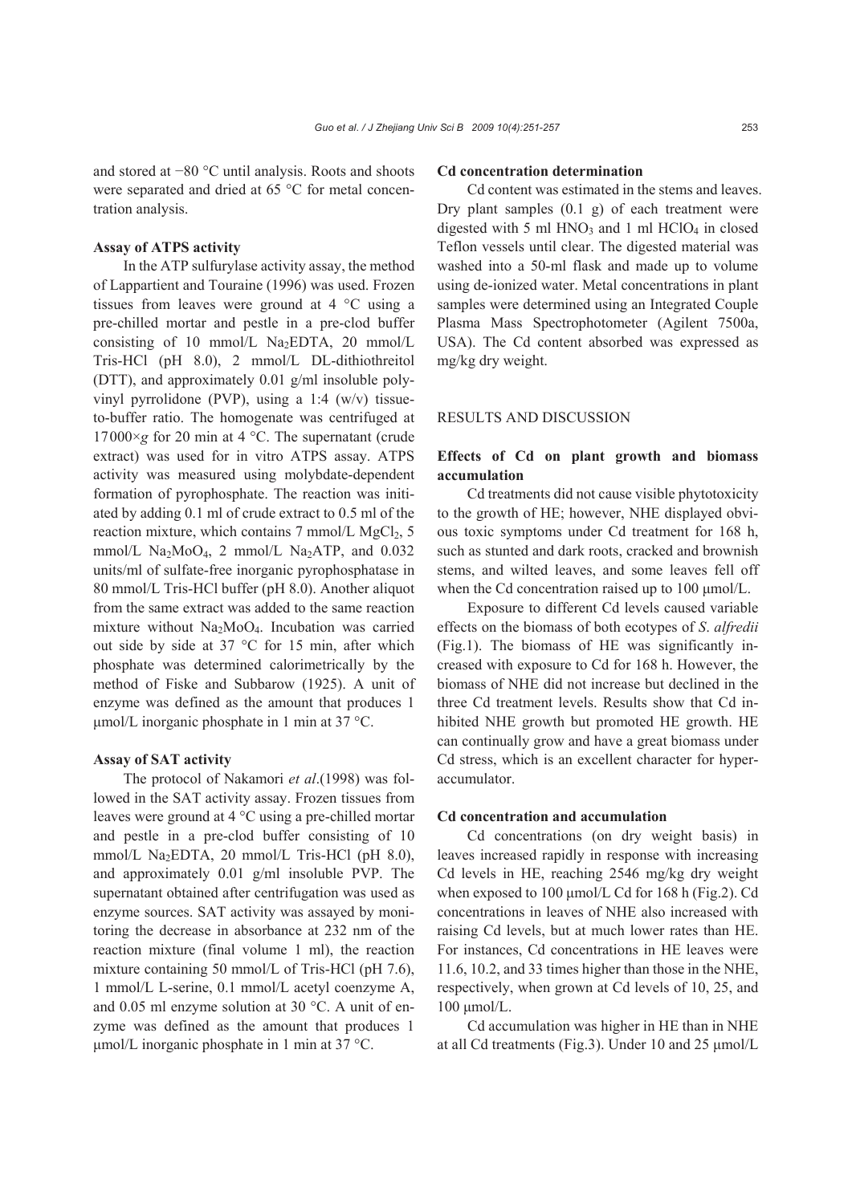and stored at −80 °C until analysis. Roots and shoots were separated and dried at 65 °C for metal concentration analysis.

### Assay of ATPS activity

In the ATP sulfurylase activity assay, the method of Lappartient and Touraine (1996) was used. Frozen tissues from leaves were ground at 4 °C using a pre-chilled mortar and pestle in a pre-clod buffer consisting of 10 mmol/L $Na_2EDTA$, 20 mmol/L Tris-HCl (pH 8.0), 2 mmol/L DL-dithiothreitol (DTT), and approximately 0.01 g/ml insoluble polyvinyl pyrrolidone (PVP), using a 1:4 (w/v) tissue-to-buffer ratio. The homogenate was centrifuged at $17000\times g$ for 20 min at 4 °C. The supernatant (crude extract) was used for in vitro ATPS assay. ATPS activity was measured using molybdate-dependent formation of pyrophosphate. The reaction was initiated by adding 0.1 ml of crude extract to 0.5 ml of the reaction mixture, which contains 7 mmol/L $MgCl_2$, 5 mmol/L $Na_2MoO_4$, 2 mmol/L $Na_2ATP$, and 0.032 units/ml of sulfate-free inorganic pyrophosphatase in 80 mmol/L Tris-HCl buffer (pH 8.0). Another aliquot from the same extract was added to the same reaction mixture without $Na_2MoO_4$. Incubation was carried out side by side at 37 °C for 15 min, after which phosphate was determined calorimetrically by the method of Fiske and Subbarow (1925). A unit of enzyme was defined as the amount that produces 1 μmol/L inorganic phosphate in 1 min at 37 °C.

### Assay of SAT activity

The protocol of Nakamori *et al*.(1998) was followed in the SAT activity assay. Frozen tissues from leaves were ground at 4 °C using a pre-chilled mortar and pestle in a pre-clod buffer consisting of 10 mmol/L $Na_2EDTA$, 20 mmol/L Tris-HCl (pH 8.0), and approximately 0.01 g/ml insoluble PVP. The supernatant obtained after centrifugation was used as enzyme sources. SAT activity was assayed by monitoring the decrease in absorbance at 232 nm of the reaction mixture (final volume 1 ml), the reaction mixture containing 50 mmol/L of Tris-HCl (pH 7.6), 1 mmol/L L-serine, 0.1 mmol/L acetyl coenzyme A, and 0.05 ml enzyme solution at 30 °C. A unit of enzyme was defined as the amount that produces 1 μmol/L inorganic phosphate in 1 min at 37 °C.

### Cd concentration determination

Cd content was estimated in the stems and leaves. Dry plant samples (0.1 g) of each treatment were digested with 5 ml $HNO_3$ and 1 ml $HClO_4$ in closed Teflon vessels until clear. The digested material was washed into a 50-ml flask and made up to volume using de-ionized water. Metal concentrations in plant samples were determined using an Integrated Couple Plasma Mass Spectrophotometer (Agilent 7500a, USA). The Cd content absorbed was expressed as mg/kg dry weight.

## RESULTS AND DISCUSSION

### Effects of Cd on plant growth and biomass accumulation

Cd treatments did not cause visible phytotoxicity to the growth of HE; however, NHE displayed obvious toxic symptoms under Cd treatment for 168 h, such as stunted and dark roots, cracked and brownish stems, and wilted leaves, and some leaves fell off when the Cd concentration raised up to 100 μmol/L.

Exposure to different Cd levels caused variable effects on the biomass of both ecotypes of *S*. *alfredii* (Fig.1). The biomass of HE was significantly increased with exposure to Cd for 168 h. However, the biomass of NHE did not increase but declined in the three Cd treatment levels. Results show that Cd inhibited NHE growth but promoted HE growth. HE can continually grow and have a great biomass under Cd stress, which is an excellent character for hyperaccumulator.

### Cd concentration and accumulation

Cd concentrations (on dry weight basis) in leaves increased rapidly in response with increasing Cd levels in HE, reaching 2546 mg/kg dry weight when exposed to 100 μmol/L Cd for 168 h (Fig.2). Cd concentrations in leaves of NHE also increased with raising Cd levels, but at much lower rates than HE. For instances, Cd concentrations in HE leaves were 11.6, 10.2, and 33 times higher than those in the NHE, respectively, when grown at Cd levels of 10, 25, and 100 μmol/L.

Cd accumulation was higher in HE than in NHE at all Cd treatments (Fig.3). Under 10 and 25 μmol/L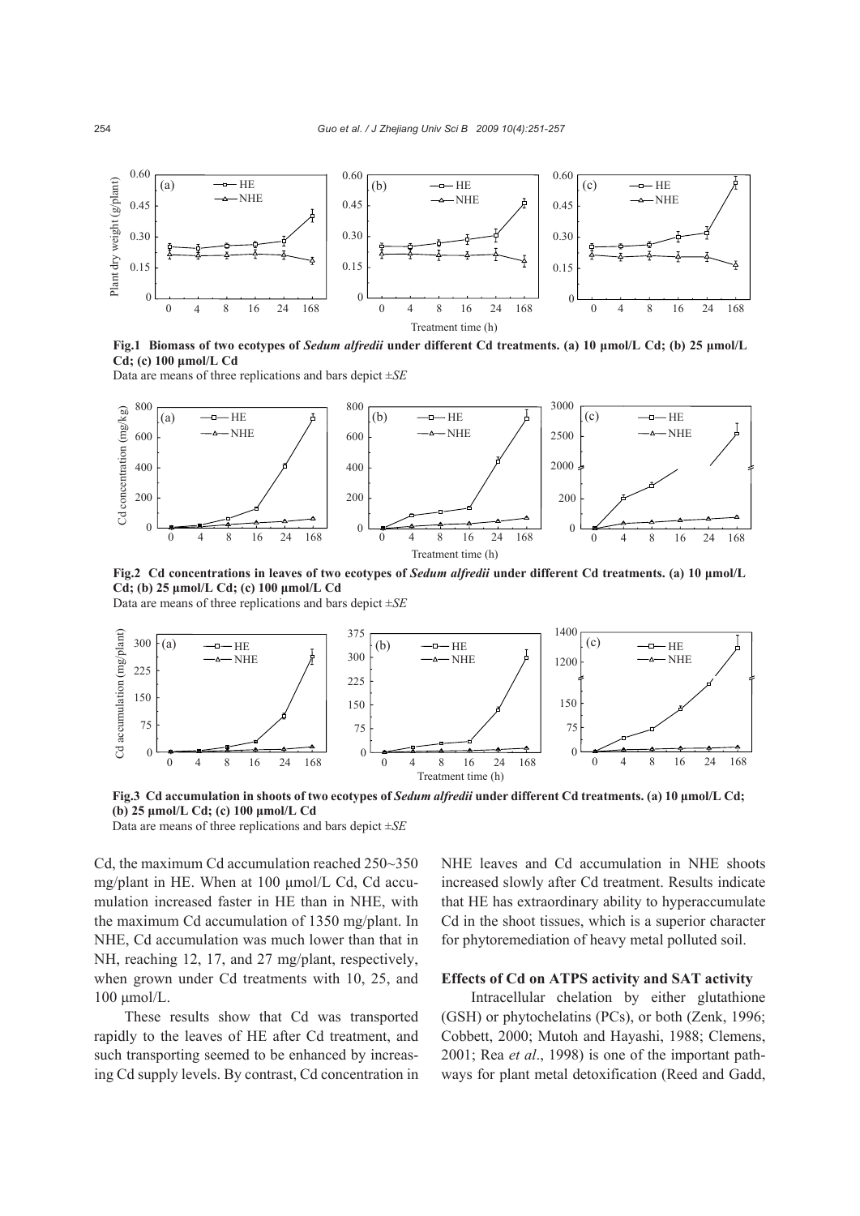Fig.1 Biomass of two ecotypes of *Sedum alfredii* under different Cd treatments. (a) 10 µmol/L Cd; (b) 25 µmol/L Cd; (c) 100 µmol/L Cd

Data are means of three replications and bars depict ±*SE*

Fig.2 Cd concentrations in leaves of two ecotypes of *Sedum alfredii* under different Cd treatments. (a) 10 µmol/L Cd; (b) 25 µmol/L Cd; (c) 100 µmol/L Cd

Data are means of three replications and bars depict ±*SE*

Fig.3 Cd accumulation in shoots of two ecotypes of *Sedum alfredii* under different Cd treatments. (a) 10 µmol/L Cd; (b) 25 µmol/L Cd; (c) 100 µmol/L Cd

Data are means of three replications and bars depict ±*SE*

Cd, the maximum Cd accumulation reached 250~350 mg/plant in HE. When at 100 µmol/L Cd, Cd accumulation increased faster in HE than in NHE, with the maximum Cd accumulation of 1350 mg/plant. In NHE, Cd accumulation was much lower than that in NH, reaching 12, 17, and 27 mg/plant, respectively, when grown under Cd treatments with 10, 25, and 100 µmol/L.

These results show that Cd was transported rapidly to the leaves of HE after Cd treatment, and such transporting seemed to be enhanced by increasing Cd supply levels. By contrast, Cd concentration in NHE leaves and Cd accumulation in NHE shoots increased slowly after Cd treatment. Results indicate that HE has extraordinary ability to hyperaccumulate Cd in the shoot tissues, which is a superior character for phytoremediation of heavy metal polluted soil.

### Effects of Cd on ATPS activity and SAT activity

Intracellular chelation by either glutathione (GSH) or phytochelatins (PCs), or both (Zenk, 1996; Cobbett, 2000; Mutoh and Hayashi, 1988; Clemens, 2001; Rea *et al*., 1998) is one of the important pathways for plant metal detoxification (Reed and Gadd,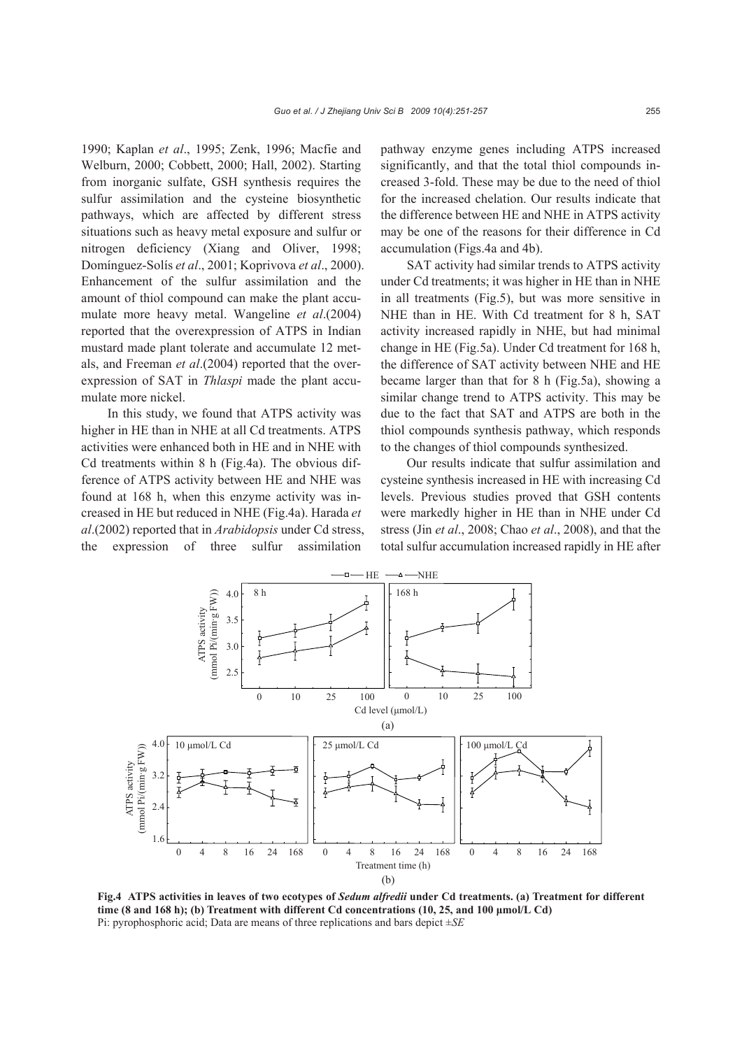1990; Kaplan *et al*., 1995; Zenk, 1996; Macfie and Welburn, 2000; Cobbett, 2000; Hall, 2002). Starting from inorganic sulfate, GSH synthesis requires the sulfur assimilation and the cysteine biosynthetic pathways, which are affected by different stress situations such as heavy metal exposure and sulfur or nitrogen deficiency (Xiang and Oliver, 1998; Domínguez-Solís *et al*., 2001; Koprivova *et al*., 2000). Enhancement of the sulfur assimilation and the amount of thiol compound can make the plant accumulate more heavy metal. Wangeline *et al*.(2004) reported that the overexpression of ATPS in Indian mustard made plant tolerate and accumulate 12 metals, and Freeman *et al*.(2004) reported that the overexpression of SAT in *Thlaspi* made the plant accumulate more nickel.

In this study, we found that ATPS activity was higher in HE than in NHE at all Cd treatments. ATPS activities were enhanced both in HE and in NHE with Cd treatments within 8 h (Fig.4a). The obvious difference of ATPS activity between HE and NHE was found at 168 h, when this enzyme activity was increased in HE but reduced in NHE (Fig.4a). Harada *et al*.(2002) reported that in *Arabidopsis* under Cd stress, the expression of three sulfur assimilation pathway enzyme genes including ATPS increased significantly, and that the total thiol compounds increased 3-fold. These may be due to the need of thiol for the increased chelation. Our results indicate that the difference between HE and NHE in ATPS activity may be one of the reasons for their difference in Cd accumulation (Figs.4a and 4b).

SAT activity had similar trends to ATPS activity under Cd treatments; it was higher in HE than in NHE in all treatments (Fig.5), but was more sensitive in NHE than in HE. With Cd treatment for 8 h, SAT activity increased rapidly in NHE, but had minimal change in HE (Fig.5a). Under Cd treatment for 168 h, the difference of SAT activity between NHE and HE became larger than that for 8 h (Fig.5a), showing a similar change trend to ATPS activity. This may be due to the fact that SAT and ATPS are both in the thiol compounds synthesis pathway, which responds to the changes of thiol compounds synthesized.

Our results indicate that sulfur assimilation and cysteine synthesis increased in HE with increasing Cd levels. Previous studies proved that GSH contents were markedly higher in HE than in NHE under Cd stress (Jin *et al*., 2008; Chao *et al*., 2008), and that the total sulfur accumulation increased rapidly in HE after

**Fig.4 ATPS activities in leaves of two ecotypes of *Sedum alfredii* under Cd treatments. (a) Treatment for different time (8 and 168 h); (b) Treatment with different Cd concentrations (10, 25, and 100 μmol/L Cd)**
Pi: pyrophosphoric acid; Data are means of three replications and bars depict ±*SE*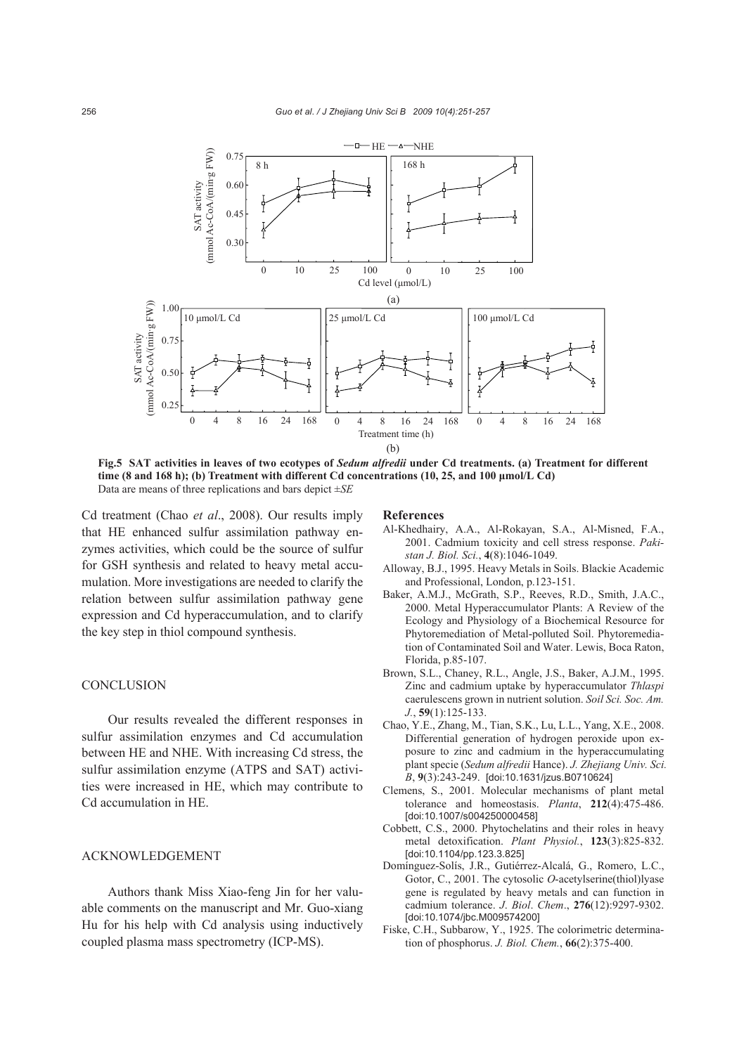**Fig.5 SAT activities in leaves of two ecotypes of *Sedum alfredii* under Cd treatments. (a) Treatment for different time (8 and 168 h); (b) Treatment with different Cd concentrations (10, 25, and 100 μmol/L Cd)**
Data are means of three replications and bars depict ±*SE*

Cd treatment (Chao *et al*., 2008). Our results imply that HE enhanced sulfur assimilation pathway enzymes activities, which could be the source of sulfur for GSH synthesis and related to heavy metal accumulation. More investigations are needed to clarify the relation between sulfur assimilation pathway gene expression and Cd hyperaccumulation, and to clarify the key step in thiol compound synthesis.

## CONCLUSION

Our results revealed the different responses in sulfur assimilation enzymes and Cd accumulation between HE and NHE. With increasing Cd stress, the sulfur assimilation enzyme (ATPS and SAT) activities were increased in HE, which may contribute to Cd accumulation in HE.

## ACKNOWLEDGEMENT

Authors thank Miss Xiao-feng Jin for her valuable comments on the manuscript and Mr. Guo-xiang Hu for his help with Cd analysis using inductively coupled plasma mass spectrometry (ICP-MS).

## References

Al-Khedhairy, A.A., Al-Rokayan, S.A., Al-Misned, F.A., 2001. Cadmium toxicity and cell stress response. *Pakistan J. Biol. Sci.*, **4**(8):1046-1049.

Alloway, B.J., 1995. Heavy Metals in Soils. Blackie Academic and Professional, London, p.123-151.

Baker, A.M.J., McGrath, S.P., Reeves, R.D., Smith, J.A.C., 2000. Metal Hyperaccumulator Plants: A Review of the Ecology and Physiology of a Biochemical Resource for Phytoremediation of Metal-polluted Soil. Phytoremediation of Contaminated Soil and Water. Lewis, Boca Raton, Florida, p.85-107.

Brown, S.L., Chaney, R.L., Angle, J.S., Baker, A.J.M., 1995. Zinc and cadmium uptake by hyperaccumulator *Thlaspi* caerulescens grown in nutrient solution. *Soil Sci. Soc. Am. J.*, **59**(1):125-133.

Chao, Y.E., Zhang, M., Tian, S.K., Lu, L.L., Yang, X.E., 2008. Differential generation of hydrogen peroxide upon exposure to zinc and cadmium in the hyperaccumulating plant specie (*Sedum alfredii* Hance). *J. Zhejiang Univ. Sci. B*, **9**(3):243-249. [doi:10.1631/jzus.B0710624]

Clemens, S., 2001. Molecular mechanisms of plant metal tolerance and homeostasis. *Planta*, **212**(4):475-486. [doi:10.1007/s004250000458]

Cobbett, C.S., 2000. Phytochelatins and their roles in heavy metal detoxification. *Plant Physiol.*, **123**(3):825-832. [doi:10.1104/pp.123.3.825]

Domínguez-Solís, J.R., Gutiérrez-Alcalá, G., Romero, L.C., Gotor, C., 2001. The cytosolic *O*-acetylserine(thiol)lyase gene is regulated by heavy metals and can function in cadmium tolerance. *J. Biol. Chem*., **276**(12):9297-9302. [doi:10.1074/jbc.M009574200]

Fiske, C.H., Subbarow, Y., 1925. The colorimetric determination of phosphorus. *J. Biol. Chem.*, **66**(2):375-400.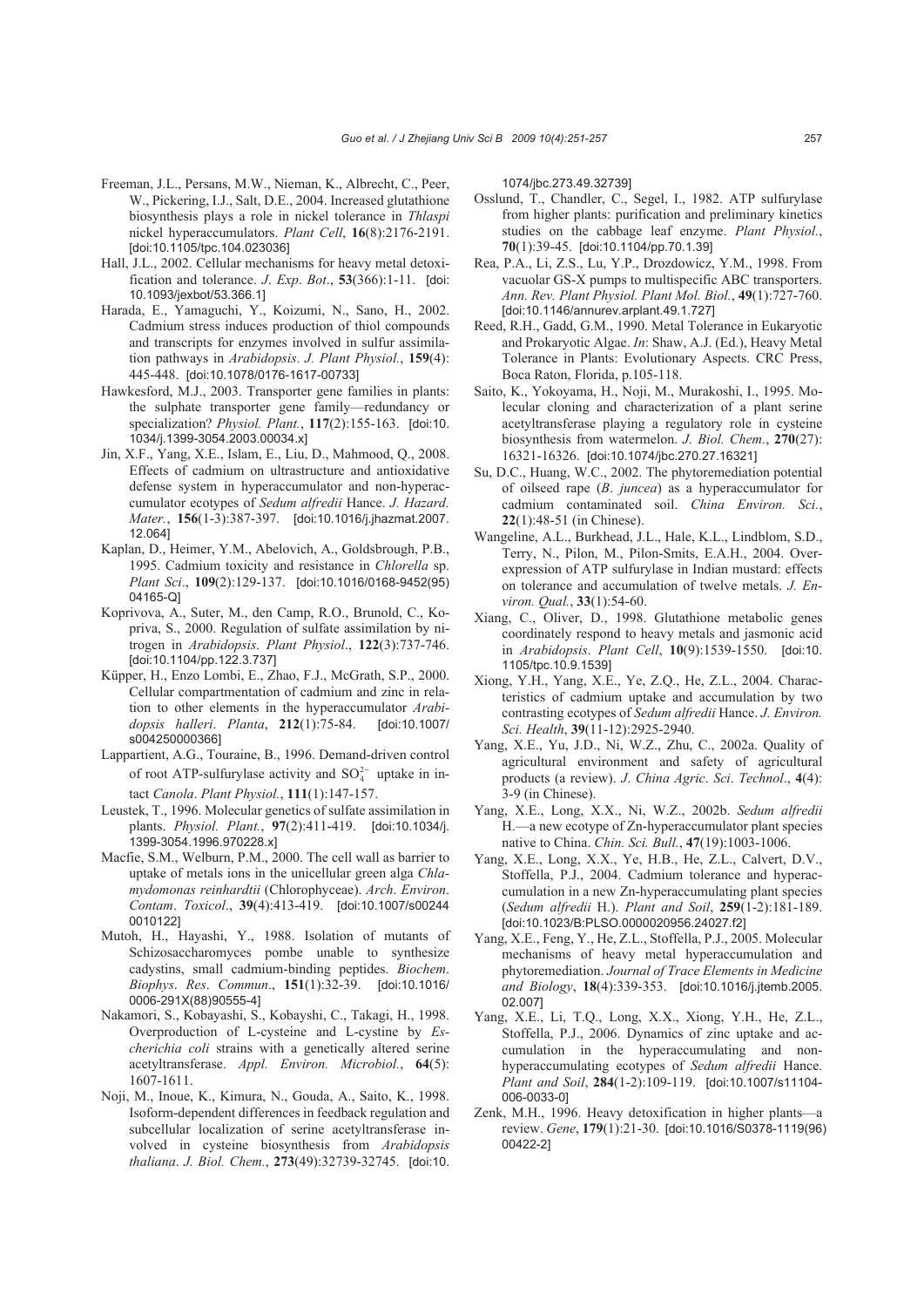Freeman, J.L., Persans, M.W., Nieman, K., Albrecht, C., Peer, W., Pickering, I.J., Salt, D.E., 2004. Increased glutathione biosynthesis plays a role in nickel tolerance in *Thlaspi* nickel hyperaccumulators. *Plant Cell*, **16**(8):2176-2191. [doi:10.1105/tpc.104.023036]

Hall, J.L., 2002. Cellular mechanisms for heavy metal detoxification and tolerance. *J. Exp. Bot*., **53**(366):1-11. [doi: 10.1093/jexbot/53.366.1]

Harada, E., Yamaguchi, Y., Koizumi, N., Sano, H., 2002. Cadmium stress induces production of thiol compounds and transcripts for enzymes involved in sulfur assimilation pathways in *Arabidopsis*. *J. Plant Physiol.*, **159**(4): 445-448. [doi:10.1078/0176-1617-00733]

Hawkesford, M.J., 2003. Transporter gene families in plants: the sulphate transporter gene family—redundancy or specialization? *Physiol. Plant.*, **117**(2):155-163. [doi:10.1034/j.1399-3054.2003.00034.x]

Jin, X.F., Yang, X.E., Islam, E., Liu, D., Mahmood, Q., 2008. Effects of cadmium on ultrastructure and antioxidative defense system in hyperaccumulator and non-hyperaccumulator ecotypes of *Sedum alfredii* Hance. *J. Hazard. Mater.*, **156**(1-3):387-397. [doi:10.1016/j.jhazmat.2007.12.064]

Kaplan, D., Heimer, Y.M., Abelovich, A., Goldsbrough, P.B., 1995. Cadmium toxicity and resistance in *Chlorella* sp. *Plant Sci*., **109**(2):129-137. [doi:10.1016/0168-9452(95)04165-Q]

Koprivova, A., Suter, M., den Camp, R.O., Brunold, C., Kopriva, S., 2000. Regulation of sulfate assimilation by nitrogen in *Arabidopsis*. *Plant Physiol*., **122**(3):737-746. [doi:10.1104/pp.122.3.737]

Küpper, H., Enzo Lombi, E., Zhao, F.J., McGrath, S.P., 2000. Cellular compartmentation of cadmium and zinc in relation to other elements in the hyperaccumulator *Arabidopsis halleri*. *Planta*, **212**(1):75-84. [doi:10.1007/s004250000366]

Lappartient, A.G., Touraine, B., 1996. Demand-driven control of root ATP-sulfurylase activity and $SO_4^{2-}$ uptake in intact *Canola*. *Plant Physiol.*, **111**(1):147-157.

Leustek, T., 1996. Molecular genetics of sulfate assimilation in plants. *Physiol. Plant.*, **97**(2):411-419. [doi:10.1034/j.1399-3054.1996.970228.x]

Macfie, S.M., Welburn, P.M., 2000. The cell wall as barrier to uptake of metals ions in the unicellular green alga *Chlamydomonas reinhardtii* (Chlorophyceae). *Arch. Environ. Contam. Toxicol*., **39**(4):413-419. [doi:10.1007/s002440010122]

Mutoh, H., Hayashi, Y., 1988. Isolation of mutants of Schizosaccharomyces pombe unable to synthesize cadystins, small cadmium-binding peptides. *Biochem. Biophys. Res. Commun*., **151**(1):32-39. [doi:10.1016/0006-291X(88)90555-4]

Nakamori, S., Kobayashi, S., Kobayshi, C., Takagi, H., 1998. Overproduction of L-cysteine and L-cystine by *Escherichia coli* strains with a genetically altered serine acetyltransferase. *Appl. Environ. Microbiol.*, **64**(5): 1607-1611.

Noji, M., Inoue, K., Kimura, N., Gouda, A., Saito, K., 1998. Isoform-dependent differences in feedback regulation and subcellular localization of serine acetyltransferase involved in cysteine biosynthesis from *Arabidopsis thaliana*. *J. Biol. Chem.*, **273**(49):32739-32745. [doi:10.1074/jbc.273.49.32739]

Osslund, T., Chandler, C., Segel, I., 1982. ATP sulfurylase from higher plants: purification and preliminary kinetics studies on the cabbage leaf enzyme. *Plant Physiol.*, **70**(1):39-45. [doi:10.1104/pp.70.1.39]

Rea, P.A., Li, Z.S., Lu, Y.P., Drozdowicz, Y.M., 1998. From vacuolar GS-X pumps to multispecific ABC transporters. *Ann. Rev. Plant Physiol. Plant Mol. Biol.*, **49**(1):727-760. [doi:10.1146/annurev.arplant.49.1.727]

Reed, R.H., Gadd, G.M., 1990. Metal Tolerance in Eukaryotic and Prokaryotic Algae. *In*: Shaw, A.J. (Ed.), Heavy Metal Tolerance in Plants: Evolutionary Aspects. CRC Press, Boca Raton, Florida, p.105-118.

Saito, K., Yokoyama, H., Noji, M., Murakoshi, I., 1995. Molecular cloning and characterization of a plant serine acetyltransferase playing a regulatory role in cysteine biosynthesis from watermelon. *J. Biol. Chem.*, **270**(27): 16321-16326. [doi:10.1074/jbc.270.27.16321]

Su, D.C., Huang, W.C., 2002. The phytoremediation potential of oilseed rape (*B. juncea*) as a hyperaccumulator for cadmium contaminated soil. *China Environ. Sci.*, **22**(1):48-51 (in Chinese).

Wangeline, A.L., Burkhead, J.L., Hale, K.L., Lindblom, S.D., Terry, N., Pilon, M., Pilon-Smits, E.A.H., 2004. Overexpression of ATP sulfurylase in Indian mustard: effects on tolerance and accumulation of twelve metals. *J. Environ. Qual.*, **33**(1):54-60.

Xiang, C., Oliver, D., 1998. Glutathione metabolic genes coordinately respond to heavy metals and jasmonic acid in *Arabidopsis*. *Plant Cell*, **10**(9):1539-1550. [doi:10.1105/tpc.10.9.1539]

Xiong, Y.H., Yang, X.E., Ye, Z.Q., He, Z.L., 2004. Characteristics of cadmium uptake and accumulation by two contrasting ecotypes of *Sedum alfredii* Hance. *J. Environ. Sci. Health*, **39**(11-12):2925-2940.

Yang, X.E., Yu, J.D., Ni, W.Z., Zhu, C., 2002a. Quality of agricultural environment and safety of agricultural products (a review). *J. China Agric. Sci. Technol*., **4**(4): 3-9 (in Chinese).

Yang, X.E., Long, X.X., Ni, W.Z., 2002b. *Sedum alfredii* H.—a new ecotype of Zn-hyperaccumulator plant species native to China. *Chin. Sci. Bull.*, **47**(19):1003-1006.

Yang, X.E., Long, X.X., Ye, H.B., He, Z.L., Calvert, D.V., Stoffella, P.J., 2004. Cadmium tolerance and hyperaccumulation in a new Zn-hyperaccumulating plant species (*Sedum alfredii* H.). *Plant and Soil*, **259**(1-2):181-189. [doi:10.1023/B:PLSO.0000020956.24027.f2]

Yang, X.E., Feng, Y., He, Z.L., Stoffella, P.J., 2005. Molecular mechanisms of heavy metal hyperaccumulation and phytoremediation. *Journal of Trace Elements in Medicine and Biology*, **18**(4):339-353. [doi:10.1016/j.jtemb.2005.02.007]

Yang, X.E., Li, T.Q., Long, X.X., Xiong, Y.H., He, Z.L., Stoffella, P.J., 2006. Dynamics of zinc uptake and accumulation in the hyperaccumulating and non-hyperaccumulating ecotypes of *Sedum alfredii* Hance. *Plant and Soil*, **284**(1-2):109-119. [doi:10.1007/s11104-006-0033-0]

Zenk, M.H., 1996. Heavy detoxification in higher plants—a review. *Gene*, **179**(1):21-30. [doi:10.1016/S0378-1119(96)00422-2]